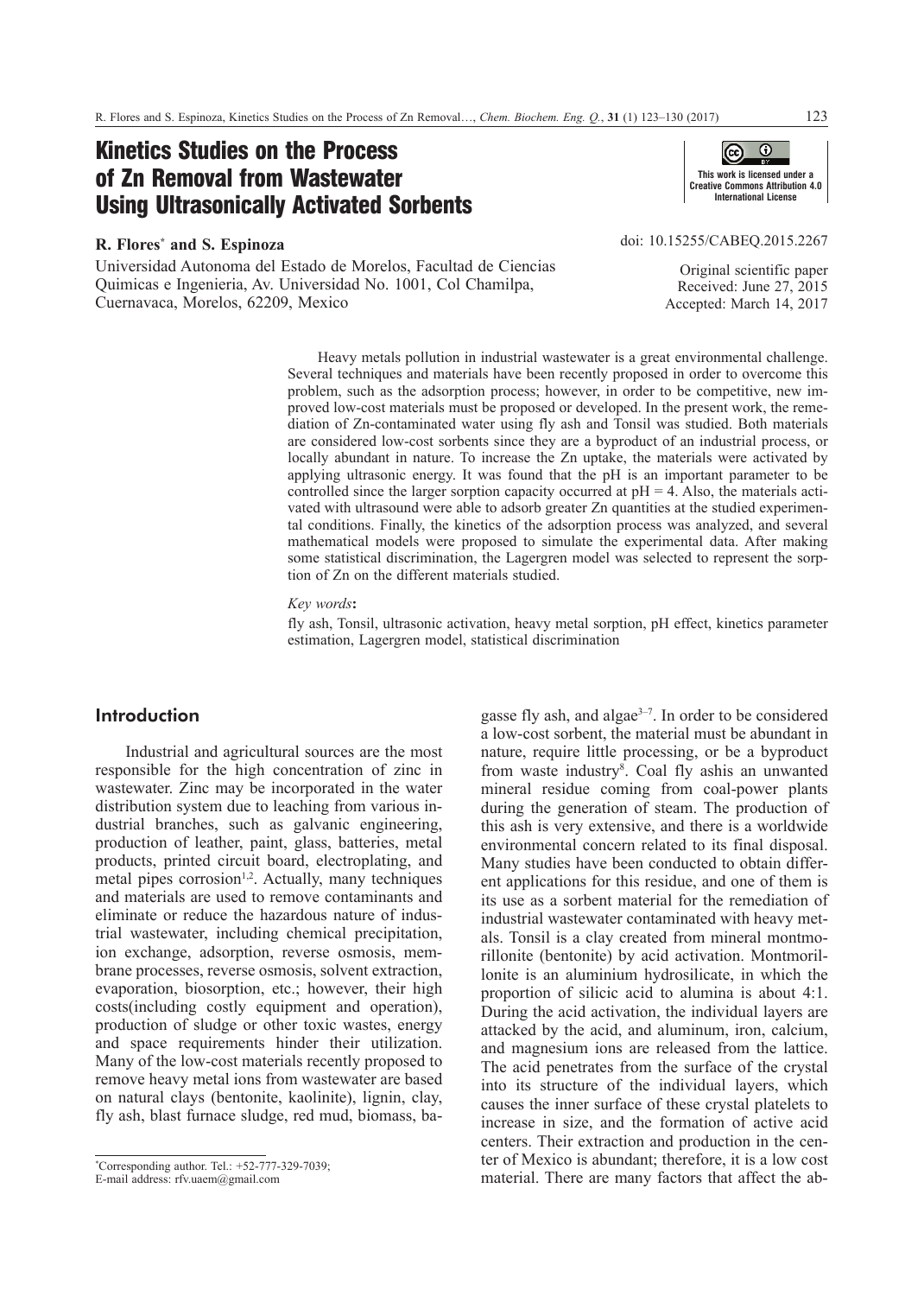# Kinetics Studies on the Process of Zn Removal from Wastewater Using Ultrasonically Activated Sorbents

This work is licensed under a Creative Commons Attribution 4.0 International License

**R. Flores*** **and S. Espinoza**

Universidad Autonoma del Estado de Morelos, Facultad de Ciencias Quimicas e Ingenieria, Av. Universidad No. 1001, Col Chamilpa, Cuernavaca, Morelos, 62209, Mexico

doi: 10.15255/CABEQ.2015.2267

Original scientific paper
Received: June 27, 2015
Accepted: March 14, 2017

Heavy metals pollution in industrial wastewater is a great environmental challenge. Several techniques and materials have been recently proposed in order to overcome this problem, such as the adsorption process; however, in order to be competitive, new improved low-cost materials must be proposed or developed. In the present work, the remediation of Zn-contaminated water using fly ash and Tonsil was studied. Both materials are considered low-cost sorbents since they are a byproduct of an industrial process, or locally abundant in nature. To increase the Zn uptake, the materials were activated by applying ultrasonic energy. It was found that the pH is an important parameter to be controlled since the larger sorption capacity occurred at pH = 4. Also, the materials activated with ultrasound were able to adsorb greater Zn quantities at the studied experimental conditions. Finally, the kinetics of the adsorption process was analyzed, and several mathematical models were proposed to simulate the experimental data. After making some statistical discrimination, the Lagergren model was selected to represent the sorption of Zn on the different materials studied.

*Key words*:

fly ash, Tonsil, ultrasonic activation, heavy metal sorption, pH effect, kinetics parameter estimation, Lagergren model, statistical discrimination

## Introduction

Industrial and agricultural sources are the most responsible for the high concentration of zinc in wastewater. Zinc may be incorporated in the water distribution system due to leaching from various industrial branches, such as galvanic engineering, production of leather, paint, glass, batteries, metal products, printed circuit board, electroplating, and metal pipes corrosion[1,2]. Actually, many techniques and materials are used to remove contaminants and eliminate or reduce the hazardous nature of industrial wastewater, including chemical precipitation, ion exchange, adsorption, reverse osmosis, membrane processes, reverse osmosis, solvent extraction, evaporation, biosorption, etc.; however, their high costs(including costly equipment and operation), production of sludge or other toxic wastes, energy and space requirements hinder their utilization. Many of the low-cost materials recently proposed to remove heavy metal ions from wastewater are based on natural clays (bentonite, kaolinite), lignin, clay, fly ash, blast furnace sludge, red mud, biomass, bagasse fly ash, and algae[3–7]. In order to be considered a low-cost sorbent, the material must be abundant in nature, require little processing, or be a byproduct from waste industry[8]. Coal fly ashis an unwanted mineral residue coming from coal-power plants during the generation of steam. The production of this ash is very extensive, and there is a worldwide environmental concern related to its final disposal. Many studies have been conducted to obtain different applications for this residue, and one of them is its use as a sorbent material for the remediation of industrial wastewater contaminated with heavy metals. Tonsil is a clay created from mineral montmorillonite (bentonite) by acid activation. Montmorillonite is an aluminium hydrosilicate, in which the proportion of silicic acid to alumina is about 4:1. During the acid activation, the individual layers are attacked by the acid, and aluminum, iron, calcium, and magnesium ions are released from the lattice. The acid penetrates from the surface of the crystal into its structure of the individual layers, which causes the inner surface of these crystal platelets to increase in size, and the formation of active acid centers. Their extraction and production in the center of Mexico is abundant; therefore, it is a low cost material. There are many factors that affect the ab-

*Corresponding author. Tel.: +52-777-329-7039;
E-mail address: rfv.uaem@gmail.com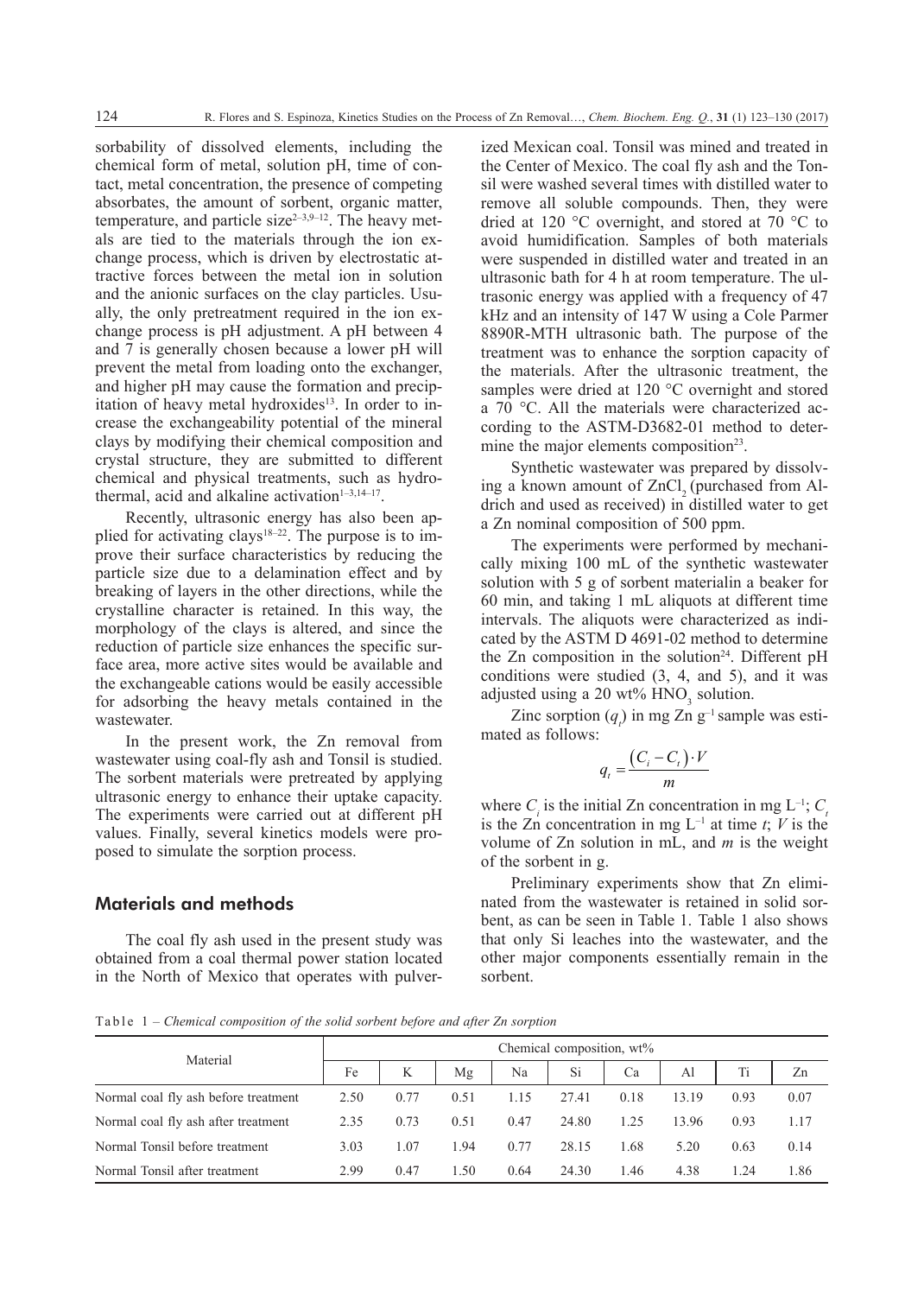sorbability of dissolved elements, including the chemical form of metal, solution pH, time of contact, metal concentration, the presence of competing absorbates, the amount of sorbent, organic matter, temperature, and particle size[2–3,9–12]. The heavy metals are tied to the materials through the ion exchange process, which is driven by electrostatic attractive forces between the metal ion in solution and the anionic surfaces on the clay particles. Usually, the only pretreatment required in the ion exchange process is pH adjustment. A pH between 4 and 7 is generally chosen because a lower pH will prevent the metal from loading onto the exchanger, and higher pH may cause the formation and precipitation of heavy metal hydroxides[13]. In order to increase the exchangeability potential of the mineral clays by modifying their chemical composition and crystal structure, they are submitted to different chemical and physical treatments, such as hydrothermal, acid and alkaline activation[1–3,14–17].

Recently, ultrasonic energy has also been applied for activating clays[18–22]. The purpose is to improve their surface characteristics by reducing the particle size due to a delamination effect and by breaking of layers in the other directions, while the crystalline character is retained. In this way, the morphology of the clays is altered, and since the reduction of particle size enhances the specific surface area, more active sites would be available and the exchangeable cations would be easily accessible for adsorbing the heavy metals contained in the wastewater.

In the present work, the Zn removal from wastewater using coal-fly ash and Tonsil is studied. The sorbent materials were pretreated by applying ultrasonic energy to enhance their uptake capacity. The experiments were carried out at different pH values. Finally, several kinetics models were proposed to simulate the sorption process.

## Materials and methods

The coal fly ash used in the present study was obtained from a coal thermal power station located in the North of Mexico that operates with pulverized Mexican coal. Tonsil was mined and treated in the Center of Mexico. The coal fly ash and the Tonsil were washed several times with distilled water to remove all soluble compounds. Then, they were dried at 120 °C overnight, and stored at 70 °C to avoid humidification. Samples of both materials were suspended in distilled water and treated in an ultrasonic bath for 4 h at room temperature. The ultrasonic energy was applied with a frequency of 47 kHz and an intensity of 147 W using a Cole Parmer 8890R-MTH ultrasonic bath. The purpose of the treatment was to enhance the sorption capacity of the materials. After the ultrasonic treatment, the samples were dried at 120 °C overnight and stored a 70 °C. All the materials were characterized according to the ASTM-D3682-01 method to determine the major elements composition[23].

Synthetic wastewater was prepared by dissolving a known amount of $ZnCl_2$ (purchased from Aldrich and used as received) in distilled water to get a Zn nominal composition of 500 ppm.

The experiments were performed by mechanically mixing 100 mL of the synthetic wastewater solution with 5 g of sorbent materialin a beaker for 60 min, and taking 1 mL aliquots at different time intervals. The aliquots were characterized as indicated by the ASTM D 4691-02 method to determine the Zn composition in the solution[24]. Different pH conditions were studied (3, 4, and 5), and it was adjusted using a 20 wt% $HNO_3$ solution.

Zinc sorption ($q_t$) in mg Zn g$^{-1}$ sample was estimated as follows:

$$q_t = \frac{(C_i - C_t) \cdot V}{m}$$

where $C_i$ is the initial Zn concentration in mg L$^{-1}$; $C_t$ is the Zn concentration in mg L$^{-1}$ at time $t$; $V$ is the volume of Zn solution in mL, and $m$ is the weight of the sorbent in g.

Preliminary experiments show that Zn eliminated from the wastewater is retained in solid sorbent, as can be seen in Table 1. Table 1 also shows that only Si leaches into the wastewater, and the other major components essentially remain in the sorbent.

Table 1 – *Chemical composition of the solid sorbent before and after Zn sorption*

| Material | Chemical composition, wt% | | | | | | | | |
|---|---|---|---|---|---|---|---|---|---|
| | Fe | K | Mg | Na | Si | Ca | Al | Ti | Zn |
| Normal coal fly ash before treatment | 2.50 | 0.77 | 0.51 | 1.15 | 27.41 | 0.18 | 13.19 | 0.93 | 0.07 |
| Normal coal fly ash after treatment | 2.35 | 0.73 | 0.51 | 0.47 | 24.80 | 1.25 | 13.96 | 0.93 | 1.17 |
| Normal Tonsil before treatment | 3.03 | 1.07 | 1.94 | 0.77 | 28.15 | 1.68 | 5.20 | 0.63 | 0.14 |
| Normal Tonsil after treatment | 2.99 | 0.47 | 1.50 | 0.64 | 24.30 | 1.46 | 4.38 | 1.24 | 1.86 |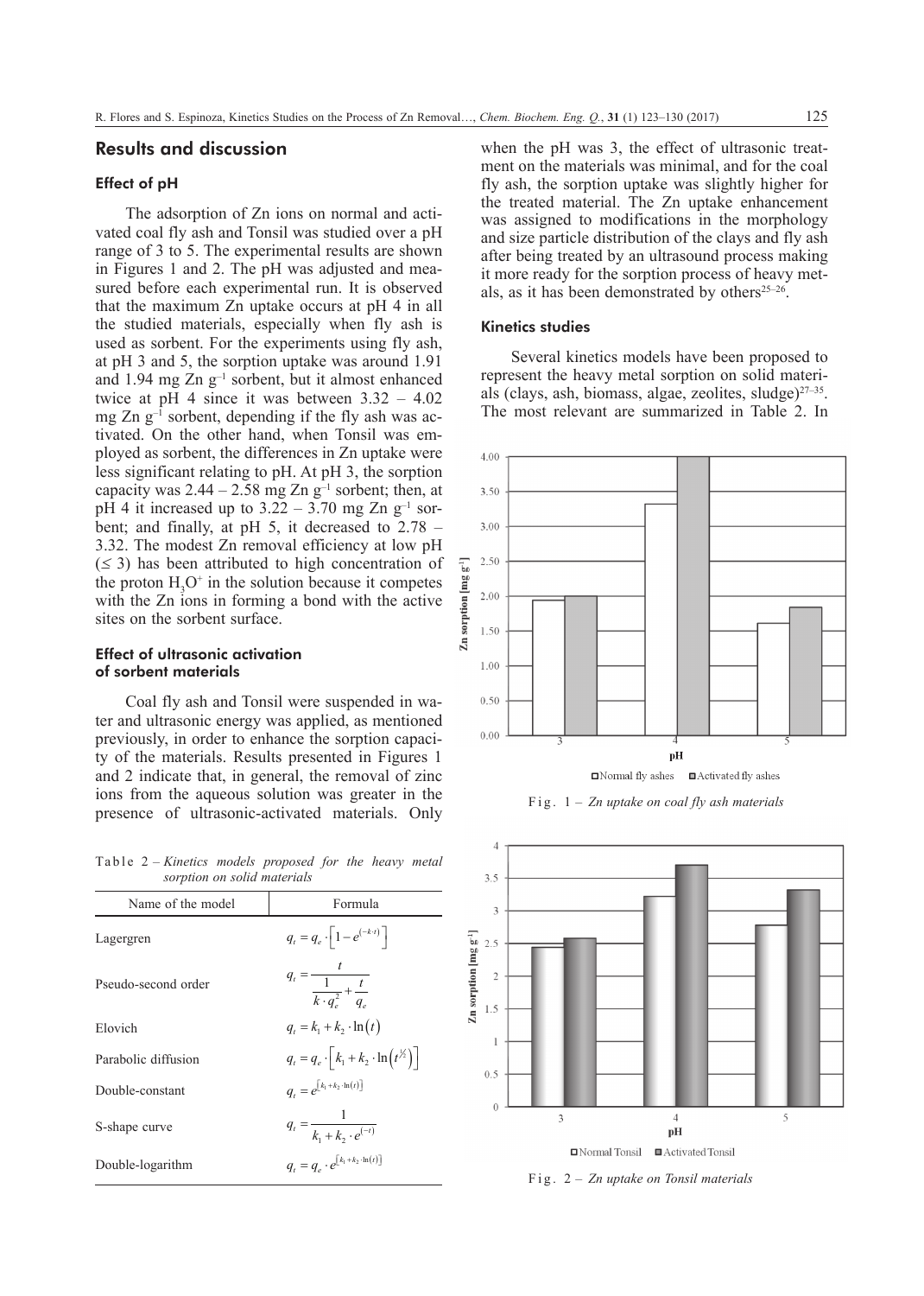## Results and discussion

### Effect of pH

The adsorption of Zn ions on normal and activated coal fly ash and Tonsil was studied over a pH range of 3 to 5. The experimental results are shown in Figures 1 and 2. The pH was adjusted and measured before each experimental run. It is observed that the maximum Zn uptake occurs at pH 4 in all the studied materials, especially when fly ash is used as sorbent. For the experiments using fly ash, at pH 3 and 5, the sorption uptake was around 1.91 and 1.94 mg Zn $g^{-1}$ sorbent, but it almost enhanced twice at pH 4 since it was between 3.32 – 4.02 mg Zn $g^{-1}$ sorbent, depending if the fly ash was activated. On the other hand, when Tonsil was employed as sorbent, the differences in Zn uptake were less significant relating to pH. At pH 3, the sorption capacity was 2.44 – 2.58 mg Zn $g^{-1}$ sorbent; then, at pH 4 it increased up to 3.22 – 3.70 mg Zn $g^{-1}$ sorbent; and finally, at pH 5, it decreased to 2.78 – 3.32. The modest Zn removal efficiency at low pH ($\leq$ 3) has been attributed to high concentration of the proton $H_3O^+$ in the solution because it competes with the Zn ions in forming a bond with the active sites on the sorbent surface.

### Effect of ultrasonic activation of sorbent materials

Coal fly ash and Tonsil were suspended in water and ultrasonic energy was applied, as mentioned previously, in order to enhance the sorption capacity of the materials. Results presented in Figures 1 and 2 indicate that, in general, the removal of zinc ions from the aqueous solution was greater in the presence of ultrasonic-activated materials. Only when the pH was 3, the effect of ultrasonic treatment on the materials was minimal, and for the coal fly ash, the sorption uptake was slightly higher for the treated material. The Zn uptake enhancement was assigned to modifications in the morphology and size particle distribution of the clays and fly ash after being treated by an ultrasound process making it more ready for the sorption process of heavy metals, as it has been demonstrated by others[25–26].

### Kinetics studies

Several kinetics models have been proposed to represent the heavy metal sorption on solid materials (clays, ash, biomass, algae, zeolites, sludge)[27–35]. The most relevant are summarized in Table 2. In

Table 2 – *Kinetics models proposed for the heavy metal sorption on solid materials*

| Name of the model | Formula |
|---|---|
| Lagergren | $q_t = q_e \cdot \left[1 - e^{(-k \cdot t)}\right]$ |
| Pseudo-second order | $q_t = \dfrac{t}{\dfrac{1}{k \cdot q_e^2} + \dfrac{t}{q_e}}$ |
| Elovich | $q_t = k_1 + k_2 \cdot \ln(t)$ |
| Parabolic diffusion | $q_t = q_e \cdot \left[k_1 + k_2 \cdot \ln\left(t^{½}\right)\right]$ |
| Double-constant | $q_t = e^{\left[k_1 + k_2 \cdot \ln(t)\right]}$ |
| S-shape curve | $q_t = \dfrac{1}{k_1 + k_2 \cdot e^{(-t)}}$ |
| Double-logarithm | $q_t = q_e \cdot e^{\left[k_1 + k_2 \cdot \ln(t)\right]}$ |

Fig. 1 – *Zn uptake on coal fly ash materials*

Fig. 2 – *Zn uptake on Tonsil materials*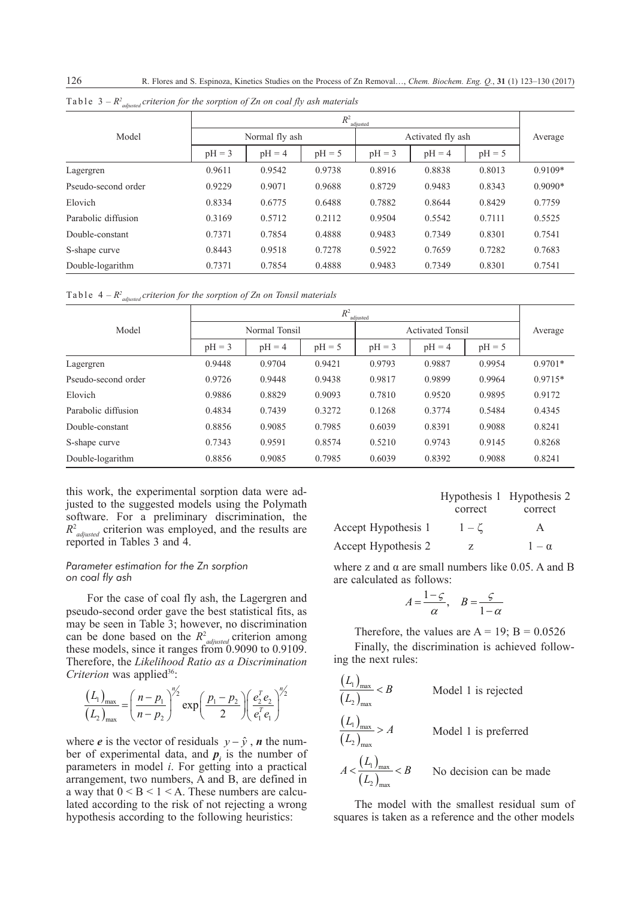Table 3 – $R^2_{adjusted}$ criterion for the sorption of Zn on coal fly ash materials

| Model | $R^2_{adjusted}$ | | | | | | |
|---|---|---|---|---|---|---|---|
| | Normal fly ash | | | Activated fly ash | | | Average |
| | pH = 3 | pH = 4 | pH = 5 | pH = 3 | pH = 4 | pH = 5 | |
| Lagergren | 0.9611 | 0.9542 | 0.9738 | 0.8916 | 0.8838 | 0.8013 | 0.9109* |
| Pseudo-second order | 0.9229 | 0.9071 | 0.9688 | 0.8729 | 0.9483 | 0.8343 | 0.9090* |
| Elovich | 0.8334 | 0.6775 | 0.6488 | 0.7882 | 0.8644 | 0.8429 | 0.7759 |
| Parabolic diffusion | 0.3169 | 0.5712 | 0.2112 | 0.9504 | 0.5542 | 0.7111 | 0.5525 |
| Double-constant | 0.7371 | 0.7854 | 0.4888 | 0.9483 | 0.7349 | 0.8301 | 0.7541 |
| S-shape curve | 0.8443 | 0.9518 | 0.7278 | 0.5922 | 0.7659 | 0.7282 | 0.7683 |
| Double-logarithm | 0.7371 | 0.7854 | 0.4888 | 0.9483 | 0.7349 | 0.8301 | 0.7541 |

Table 4 – $R^2_{adjusted}$ criterion for the sorption of Zn on Tonsil materials

| Model | $R^2_{adjusted}$ | | | | | | |
|---|---|---|---|---|---|---|---|
| | Normal Tonsil | | | Activated Tonsil | | | Average |
| | pH = 3 | pH = 4 | pH = 5 | pH = 3 | pH = 4 | pH = 5 | |
| Lagergren | 0.9448 | 0.9704 | 0.9421 | 0.9793 | 0.9887 | 0.9954 | 0.9701* |
| Pseudo-second order | 0.9726 | 0.9448 | 0.9438 | 0.9817 | 0.9899 | 0.9964 | 0.9715* |
| Elovich | 0.9886 | 0.8829 | 0.9093 | 0.7810 | 0.9520 | 0.9895 | 0.9172 |
| Parabolic diffusion | 0.4834 | 0.7439 | 0.3272 | 0.1268 | 0.3774 | 0.5484 | 0.4345 |
| Double-constant | 0.8856 | 0.9085 | 0.7985 | 0.6039 | 0.8391 | 0.9088 | 0.8241 |
| S-shape curve | 0.7343 | 0.9591 | 0.8574 | 0.5210 | 0.9743 | 0.9145 | 0.8268 |
| Double-logarithm | 0.8856 | 0.9085 | 0.7985 | 0.6039 | 0.8392 | 0.9088 | 0.8241 |

this work, the experimental sorption data were adjusted to the suggested models using the Polymath software. For a preliminary discrimination, the $R^2_{adjusted}$ criterion was employed, and the results are reported in Tables 3 and 4.

### Parameter estimation for the Zn sorption on coal fly ash

For the case of coal fly ash, the Lagergren and pseudo-second order gave the best statistical fits, as may be seen in Table 3; however, no discrimination can be done based on the $R^2_{adjusted}$ criterion among these models, since it ranges from 0.9090 to 0.9109. Therefore, the *Likelihood Ratio as a Discrimination Criterion* was applied[36]:

$$\frac{(L_1)_{\max}}{(L_2)_{\max}} = \left(\frac{n-p_1}{n-p_2}\right)^{n/2} \exp\left(\frac{p_1-p_2}{2}\right)\left(\frac{e_2^T e_2}{e_1^T e_1}\right)^{n/2}$$

where $\boldsymbol{e}$ is the vector of residuals $y-\hat{y}$, $\boldsymbol{n}$ the number of experimental data, and $\boldsymbol{p}_i$ is the number of parameters in model $i$. For getting into a practical arrangement, two numbers, A and B, are defined in a way that $0 < B < 1 < A$. These numbers are calculated according to the risk of not rejecting a wrong hypothesis according to the following heuristics:

| | Hypothesis 1 correct | Hypothesis 2 correct |
|---|---|---|
| Accept Hypothesis 1 | $1-\zeta$ | A |
| Accept Hypothesis 2 | z | $1-\alpha$ |

where z and α are small numbers like 0.05. A and B are calculated as follows:

$$A = \frac{1-\varsigma}{\alpha}, \quad B = \frac{\varsigma}{1-\alpha}$$

Therefore, the values are A = 19; B = 0.0526

Finally, the discrimination is achieved following the next rules:

$$\frac{(L_1)_{\max}}{(L_2)_{\max}} < B \qquad \text{Model 1 is rejected}$$

$$\frac{(L_1)_{\max}}{(L_2)_{\max}} > A \qquad \text{Model 1 is preferred}$$

$$A < \frac{(L_1)_{\max}}{(L_2)_{\max}} < B \qquad \text{No decision can be made}$$

The model with the smallest residual sum of squares is taken as a reference and the other models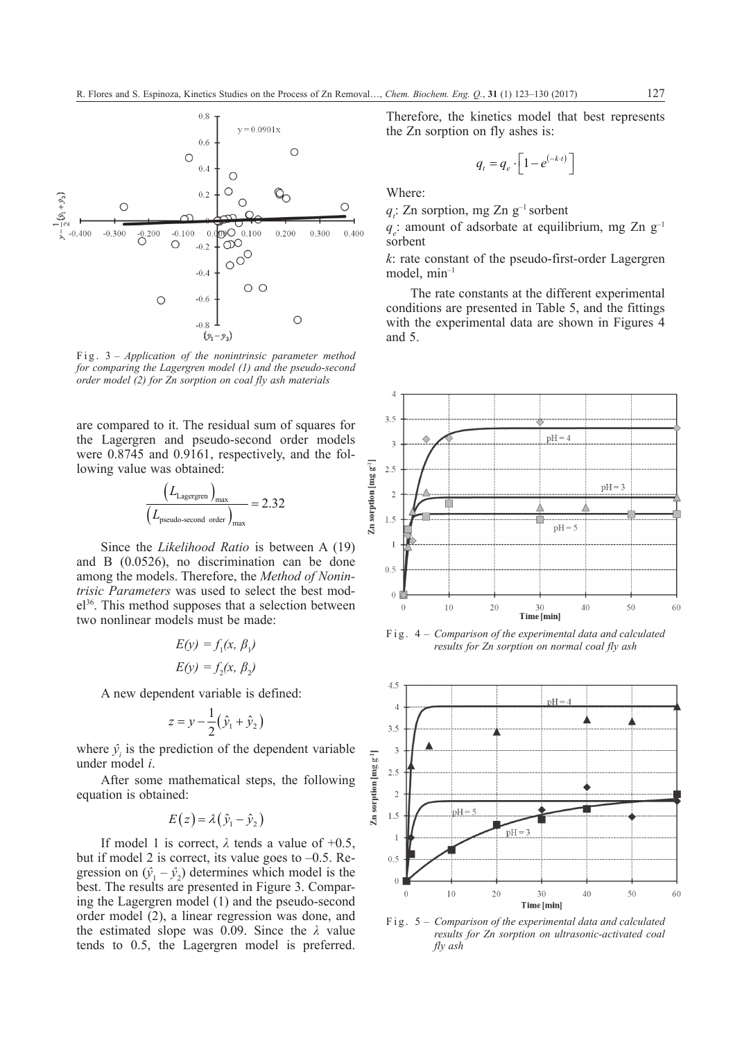Fig. 3 – *Application of the nonintrinsic parameter method for comparing the Lagergren model (1) and the pseudo-second order model (2) for Zn sorption on coal fly ash materials*

are compared to it. The residual sum of squares for the Lagergren and pseudo-second order models were 0.8745 and 0.9161, respectively, and the following value was obtained:

$$\frac{\left(L_{\text{Lagergren}}\right)_{\max}}{\left(L_{\text{pseudo-second order}}\right)_{\max}} = 2.32$$

Since the *Likelihood Ratio* is between A (19) and B (0.0526), no discrimination can be done among the models. Therefore, the *Method of Nonintrinsic Parameters* was used to select the best model[36]. This method supposes that a selection between two nonlinear models must be made:

$$E(y) = f_1(x, \beta_1)$$

$$E(y) = f_2(x, \beta_2)$$

A new dependent variable is defined:

$$z = y - \frac{1}{2}\left(\hat{y}_1 + \hat{y}_2\right)$$

where $\hat{y}_i$ is the prediction of the dependent variable under model $i$.

After some mathematical steps, the following equation is obtained:

$$E(z) = \lambda\left(\hat{y}_1 - \hat{y}_2\right)$$

If model 1 is correct, $\lambda$ tends a value of +0.5, but if model 2 is correct, its value goes to –0.5. Regression on $(\hat{y}_1 - \hat{y}_2)$ determines which model is the best. The results are presented in Figure 3. Comparing the Lagergren model (1) and the pseudo-second order model (2), a linear regression was done, and the estimated slope was 0.09. Since the $\lambda$ value tends to 0.5, the Lagergren model is preferred. Therefore, the kinetics model that best represents the Zn sorption on fly ashes is:

$$q_t = q_e \cdot \left[1 - e^{(-k \cdot t)}\right]$$

Where:

$q_t$: Zn sorption, mg Zn g$^{-1}$ sorbent

$q_e$: amount of adsorbate at equilibrium, mg Zn g$^{-1}$ sorbent

$k$: rate constant of the pseudo-first-order Lagergren model, min$^{-1}$

The rate constants at the different experimental conditions are presented in Table 5, and the fittings with the experimental data are shown in Figures 4 and 5.

Fig. 4 – *Comparison of the experimental data and calculated results for Zn sorption on normal coal fly ash*

Fig. 5 – *Comparison of the experimental data and calculated results for Zn sorption on ultrasonic-activated coal fly ash*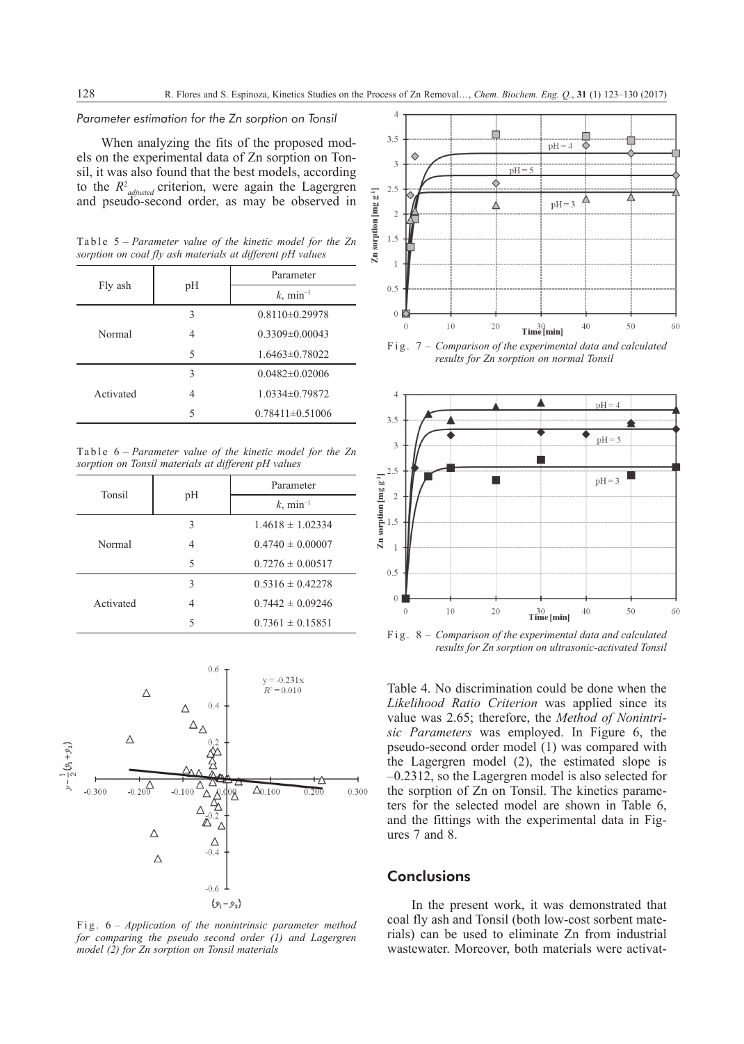*Parameter estimation for the Zn sorption on Tonsil*

When analyzing the fits of the proposed models on the experimental data of Zn sorption on Tonsil, it was also found that the best models, according to the $R^2_{adjusted}$ criterion, were again the Lagergren and pseudo-second order, as may be observed in Table 4. No discrimination could be done when the *Likelihood Ratio Criterion* was applied since its value was 2.65; therefore, the *Method of Nonintrinsic Parameters* was employed. In Figure 6, the pseudo-second order model (1) was compared with the Lagergren model (2), the estimated slope is –0.2312, so the Lagergren model is also selected for the sorption of Zn on Tonsil. The kinetics parameters for the selected model are shown in Table 6, and the fittings with the experimental data in Figures 7 and 8.

Table 5 – *Parameter value of the kinetic model for the Zn sorption on coal fly ash materials at different pH values*

| Fly ash | pH | Parameter |
|---|---|---|
| | | $k$, min$^{-1}$ |
| Normal | 3 | 0.8110±0.29978 |
| | 4 | 0.3309±0.00043 |
| | 5 | 1.6463±0.78022 |
| Activated | 3 | 0.0482±0.02006 |
| | 4 | 1.0334±0.79872 |
| | 5 | 0.78411±0.51006 |

Table 6 – *Parameter value of the kinetic model for the Zn sorption on Tonsil materials at different pH values*

| Tonsil | pH | Parameter |
|---|---|---|
| | | $k$, min$^{-1}$ |
| Normal | 3 | 1.4618 ± 1.02334 |
| | 4 | 0.4740 ± 0.00007 |
| | 5 | 0.7276 ± 0.00517 |
| Activated | 3 | 0.5316 ± 0.42278 |
| | 4 | 0.7442 ± 0.09246 |
| | 5 | 0.7361 ± 0.15851 |

Fig. 6 – *Application of the nonintrinsic parameter method for comparing the pseudo second order (1) and Lagergren model (2) for Zn sorption on Tonsil materials*

Fig. 7 – *Comparison of the experimental data and calculated results for Zn sorption on normal Tonsil*

Fig. 8 – *Comparison of the experimental data and calculated results for Zn sorption on ultrasonic-activated Tonsil*

## Conclusions

In the present work, it was demonstrated that coal fly ash and Tonsil (both low-cost sorbent materials) can be used to eliminate Zn from industrial wastewater. Moreover, both materials were activat-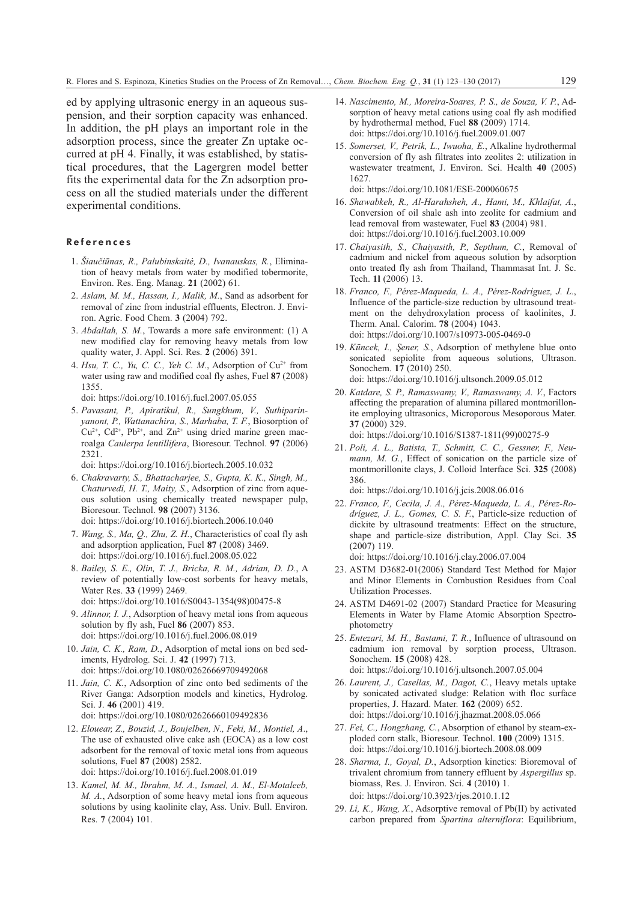ed by applying ultrasonic energy in an aqueous suspension, and their sorption capacity was enhanced. In addition, the pH plays an important role in the adsorption process, since the greater Zn uptake occurred at pH 4. Finally, it was established, by statistical procedures, that the Lagergren model better fits the experimental data for the Zn adsorption process on all the studied materials under the different experimental conditions.

## References

1. *Šiaučiūnas, R., Palubinskaitė, D., Ivanauskas, R.*, Elimination of heavy metals from water by modified tobermorite, Environ. Res. Eng. Manag. **21** (2002) 61.
2. *Aslam, M. M., Hassan, I., Malik, M.*, Sand as adsorbent for removal of zinc from industrial effluents, Electron. J. Environ. Agric. Food Chem. **3** (2004) 792.
3. *Abdallah, S. M.*, Towards a more safe environment: (1) A new modified clay for removing heavy metals from low quality water, J. Appl. Sci. Res. **2** (2006) 391.
4. *Hsu, T. C., Yu, C. C., Yeh C. M.*, Adsorption of $Cu^{2+}$ from water using raw and modified coal fly ashes, Fuel **87** (2008) 1355.
   doi: https://doi.org/10.1016/j.fuel.2007.05.055
5. *Pavasant, P., Apiratikul, R., Sungkhum, V., Suthiparinyanont, P., Wattanachira, S., Marhaba, T. F.*, Biosorption of $Cu^{2+}$, $Cd^{2+}$, $Pb^{2+}$, and $Zn^{2+}$ using dried marine green macroalga *Caulerpa lentillifera*, Bioresour. Technol. **97** (2006) 2321.
   doi: https://doi.org/10.1016/j.biortech.2005.10.032
6. *Chakravarty, S., Bhattacharjee, S., Gupta, K. K., Singh, M., Chaturvedi, H. T., Maity, S.*, Adsorption of zinc from aqueous solution using chemically treated newspaper pulp, Bioresour. Technol. **98** (2007) 3136.
   doi: https://doi.org/10.1016/j.biortech.2006.10.040
7. *Wang, S., Ma, Q., Zhu, Z. H.*, Characteristics of coal fly ash and adsorption application, Fuel **87** (2008) 3469.
   doi: https://doi.org/10.1016/j.fuel.2008.05.022
8. *Bailey, S. E., Olin, T. J., Bricka, R. M., Adrian, D. D.*, A review of potentially low-cost sorbents for heavy metals, Water Res. **33** (1999) 2469.
   doi: https://doi.org/10.1016/S0043-1354(98)00475-8
9. *Alinnor, I. J.*, Adsorption of heavy metal ions from aqueous solution by fly ash, Fuel **86** (2007) 853.
   doi: https://doi.org/10.1016/j.fuel.2006.08.019
10. *Jain, C. K., Ram, D.*, Adsorption of metal ions on bed sediments, Hydrolog. Sci. J. **42** (1997) 713.
    doi: https://doi.org/10.1080/02626669709492068
11. *Jain, C. K.*, Adsorption of zinc onto bed sediments of the River Ganga: Adsorption models and kinetics, Hydrolog. Sci. J. **46** (2001) 419.
    doi: https://doi.org/10.1080/02626660109492836
12. *Elouear, Z., Bouzid, J., Boujelben, N., Feki, M., Montiel, A.*, The use of exhausted olive cake ash (EOCA) as a low cost adsorbent for the removal of toxic metal ions from aqueous solutions, Fuel **87** (2008) 2582.
    doi: https://doi.org/10.1016/j.fuel.2008.01.019
13. *Kamel, M. M., Ibrahm, M. A., Ismael, A. M., El-Motaleeb, M. A.*, Adsorption of some heavy metal ions from aqueous solutions by using kaolinite clay, Ass. Univ. Bull. Environ. Res. **7** (2004) 101.
14. *Nascimento, M., Moreira-Soares, P. S., de Souza, V. P.*, Adsorption of heavy metal cations using coal fly ash modified by hydrothermal method, Fuel **88** (2009) 1714.
    doi: https://doi.org/10.1016/j.fuel.2009.01.007
15. *Somerset, V., Petrik, L., Iwuoha, E.*, Alkaline hydrothermal conversion of fly ash filtrates into zeolites 2: utilization in wastewater treatment, J. Environ. Sci. Health **40** (2005) 1627.
    doi: https://doi.org/10.1081/ESE-200060675
16. *Shawabkeh, R., Al-Harahsheh, A., Hami, M., Khlaifat, A.*, Conversion of oil shale ash into zeolite for cadmium and lead removal from wastewater, Fuel **83** (2004) 981.
    doi: https://doi.org/10.1016/j.fuel.2003.10.009
17. *Chaiyasith, S., Chaiyasith, P., Septhum, C.*, Removal of cadmium and nickel from aqueous solution by adsorption onto treated fly ash from Thailand, Thammasat Int. J. Sc. Tech. **11** (2006) 13.
18. *Franco, F., Pérez-Maqueda, L. A., Pérez-Rodríguez, J. L.*, Influence of the particle-size reduction by ultrasound treatment on the dehydroxylation process of kaolinites, J. Therm. Anal. Calorim. **78** (2004) 1043.
    doi: https://doi.org/10.1007/s10973-005-0469-0
19. *Küncek, I., Şener, S.*, Adsorption of methylene blue onto sonicated sepiolite from aqueous solutions, Ultrason. Sonochem. **17** (2010) 250.
    doi: https://doi.org/10.1016/j.ultsonch.2009.05.012
20. *Katdare, S. P., Ramaswamy, V., Ramaswamy, A. V.*, Factors affecting the preparation of alumina pillared montmorillonite employing ultrasonics, Microporous Mesoporous Mater. **37** (2000) 329.
    doi: https://doi.org/10.1016/S1387-1811(99)00275-9
21. *Poli, A. L., Batista, T., Schmitt, C. C., Gessner, F., Neumann, M. G.*, Effect of sonication on the particle size of montmorillonite clays, J. Colloid Interface Sci. **325** (2008) 386.
    doi: https://doi.org/10.1016/j.jcis.2008.06.016
22. *Franco, F., Cecila, J. A., Pérez-Maqueda, L. A., Pérez-Rodríguez, J. L., Gomes, C. S. F.*, Particle-size reduction of dickite by ultrasound treatments: Effect on the structure, shape and particle-size distribution, Appl. Clay Sci. **35** (2007) 119.
    doi: https://doi.org/10.1016/j.clay.2006.07.004
23. ASTM D3682-01(2006) Standard Test Method for Major and Minor Elements in Combustion Residues from Coal Utilization Processes.
24. ASTM D4691-02 (2007) Standard Practice for Measuring Elements in Water by Flame Atomic Absorption Spectrophotometry
25. *Entezari, M. H., Bastami, T. R.*, Influence of ultrasound on cadmium ion removal by sorption process, Ultrason. Sonochem. **15** (2008) 428.
    doi: https://doi.org/10.1016/j.ultsonch.2007.05.004
26. *Laurent, J., Casellas, M., Dagot, C.*, Heavy metals uptake by sonicated activated sludge: Relation with floc surface properties, J. Hazard. Mater. **162** (2009) 652.
    doi: https://doi.org/10.1016/j.jhazmat.2008.05.066
27. *Fei, C., Hongzhang, C.*, Absorption of ethanol by steam-exploded corn stalk, Bioresour. Technol. **100** (2009) 1315.
    doi: https://doi.org/10.1016/j.biortech.2008.08.009
28. *Sharma, I., Goyal, D.*, Adsorption kinetics: Bioremoval of trivalent chromium from tannery effluent by *Aspergillus* sp. biomass, Res. J. Environ. Sci. **4** (2010) 1.
    doi: https://doi.org/10.3923/rjes.2010.1.12
29. *Li, K., Wang, X.*, Adsorptive removal of Pb(II) by activated carbon prepared from *Spartina alterniflora*: Equilibrium,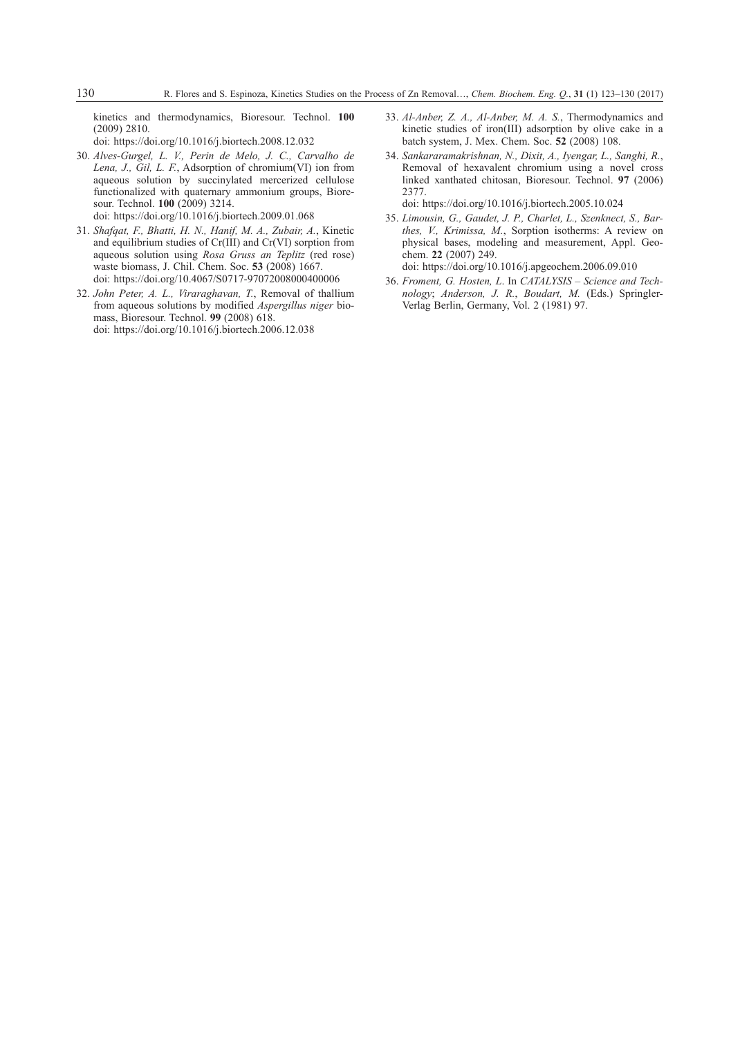kinetics and thermodynamics, Bioresour. Technol. **100** (2009) 2810.
doi: https://doi.org/10.1016/j.biortech.2008.12.032

30. *Alves-Gurgel, L. V., Perin de Melo, J. C., Carvalho de Lena, J., Gil, L. F.*, Adsorption of chromium(VI) ion from aqueous solution by succinylated mercerized cellulose functionalized with quaternary ammonium groups, Bioresour. Technol. **100** (2009) 3214.
doi: https://doi.org/10.1016/j.biortech.2009.01.068

31. *Shafqat, F., Bhatti, H. N., Hanif, M. A., Zubair, A.*, Kinetic and equilibrium studies of Cr(III) and Cr(VI) sorption from aqueous solution using *Rosa Gruss an Teplitz* (red rose) waste biomass, J. Chil. Chem. Soc. **53** (2008) 1667.
doi: https://doi.org/10.4067/S0717-97072008000400006

32. *John Peter, A. L., Viraraghavan, T.*, Removal of thallium from aqueous solutions by modified *Aspergillus niger* biomass, Bioresour. Technol. **99** (2008) 618.
doi: https://doi.org/10.1016/j.biortech.2006.12.038

33. *Al-Anber, Z. A., Al-Anber, M. A. S.*, Thermodynamics and kinetic studies of iron(III) adsorption by olive cake in a batch system, J. Mex. Chem. Soc. **52** (2008) 108.

34. *Sankararamakrishnan, N., Dixit, A., Iyengar, L., Sanghi, R.*, Removal of hexavalent chromium using a novel cross linked xanthated chitosan, Bioresour. Technol. **97** (2006) 2377.
doi: https://doi.org/10.1016/j.biortech.2005.10.024

35. *Limousin, G., Gaudet, J. P., Charlet, L., Szenknect, S., Barthes, V., Krimissa, M.*, Sorption isotherms: A review on physical bases, modeling and measurement, Appl. Geochem. **22** (2007) 249.
doi: https://doi.org/10.1016/j.apgeochem.2006.09.010

36. *Froment, G. Hosten, L.* In *CATALYSIS – Science and Technology*; *Anderson, J. R.*, *Boudart, M.* (Eds.) Springer-Verlag Berlin, Germany, Vol. 2 (1981) 97.